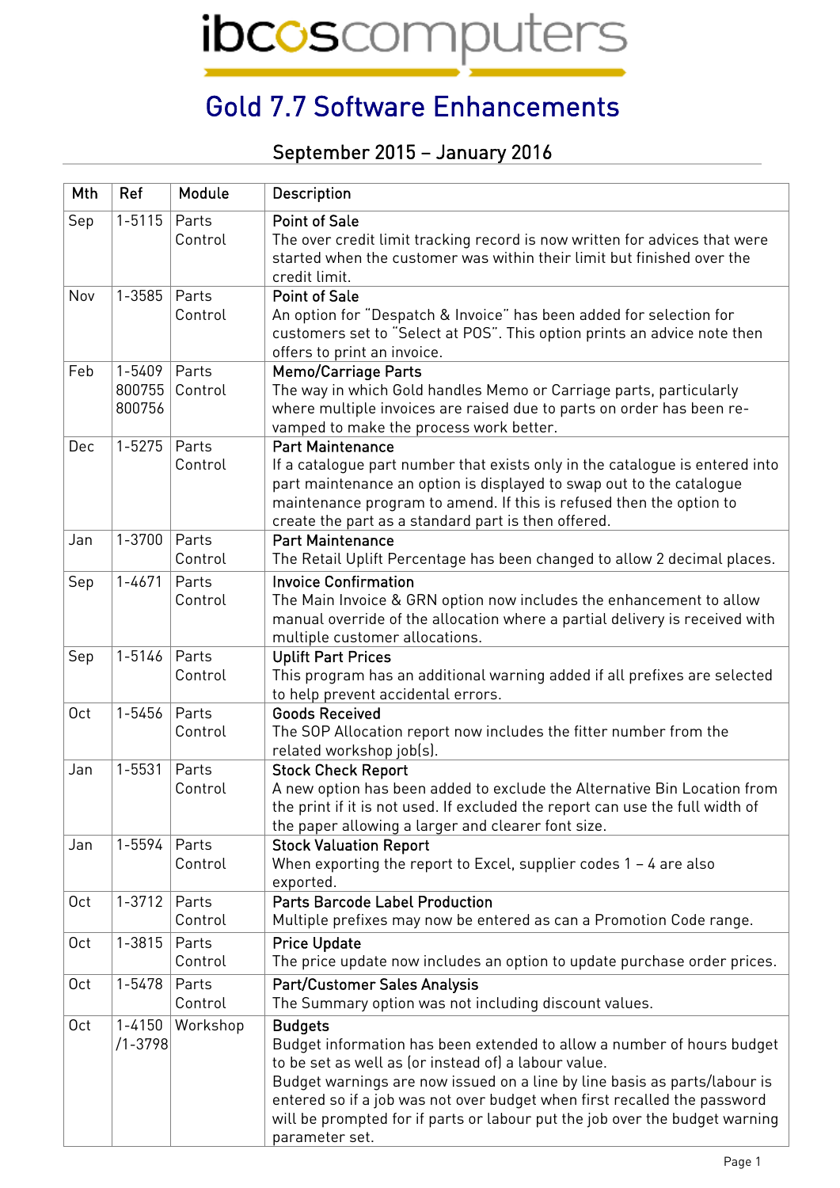ibcoscomputers

# Gold 7.7 Software Enhancements

## September 2015 – January 2016

| Mth | Ref | Module | Description |
|---|---|---|---|
| Sep | 1-5115 | Parts Control | **Point of Sale**<br>The over credit limit tracking record is now written for advices that were started when the customer was within their limit but finished over the credit limit. |
| Nov | 1-3585 | Parts Control | **Point of Sale**<br>An option for "Despatch & Invoice" has been added for selection for customers set to "Select at POS". This option prints an advice note then offers to print an invoice. |
| Feb | 1-5409<br>800755<br>800756 | Parts Control | **Memo/Carriage Parts**<br>The way in which Gold handles Memo or Carriage parts, particularly where multiple invoices are raised due to parts on order has been re-vamped to make the process work better. |
| Dec | 1-5275 | Parts Control | **Part Maintenance**<br>If a catalogue part number that exists only in the catalogue is entered into part maintenance an option is displayed to swap out to the catalogue maintenance program to amend. If this is refused then the option to create the part as a standard part is then offered. |
| Jan | 1-3700 | Parts Control | **Part Maintenance**<br>The Retail Uplift Percentage has been changed to allow 2 decimal places. |
| Sep | 1-4671 | Parts Control | **Invoice Confirmation**<br>The Main Invoice & GRN option now includes the enhancement to allow manual override of the allocation where a partial delivery is received with multiple customer allocations. |
| Sep | 1-5146 | Parts Control | **Uplift Part Prices**<br>This program has an additional warning added if all prefixes are selected to help prevent accidental errors. |
| Oct | 1-5456 | Parts Control | **Goods Received**<br>The SOP Allocation report now includes the fitter number from the related workshop job(s). |
| Jan | 1-5531 | Parts Control | **Stock Check Report**<br>A new option has been added to exclude the Alternative Bin Location from the print if it is not used. If excluded the report can use the full width of the paper allowing a larger and clearer font size. |
| Jan | 1-5594 | Parts Control | **Stock Valuation Report**<br>When exporting the report to Excel, supplier codes 1 – 4 are also exported. |
| Oct | 1-3712 | Parts Control | **Parts Barcode Label Production**<br>Multiple prefixes may now be entered as can a Promotion Code range. |
| Oct | 1-3815 | Parts Control | **Price Update**<br>The price update now includes an option to update purchase order prices. |
| Oct | 1-5478 | Parts Control | **Part/Customer Sales Analysis**<br>The Summary option was not including discount values. |
| Oct | 1-4150<br>/1-3798 | Workshop | **Budgets**<br>Budget information has been extended to allow a number of hours budget to be set as well as (or instead of) a labour value.<br>Budget warnings are now issued on a line by line basis as parts/labour is entered so if a job was not over budget when first recalled the password will be prompted for if parts or labour put the job over the budget warning parameter set. |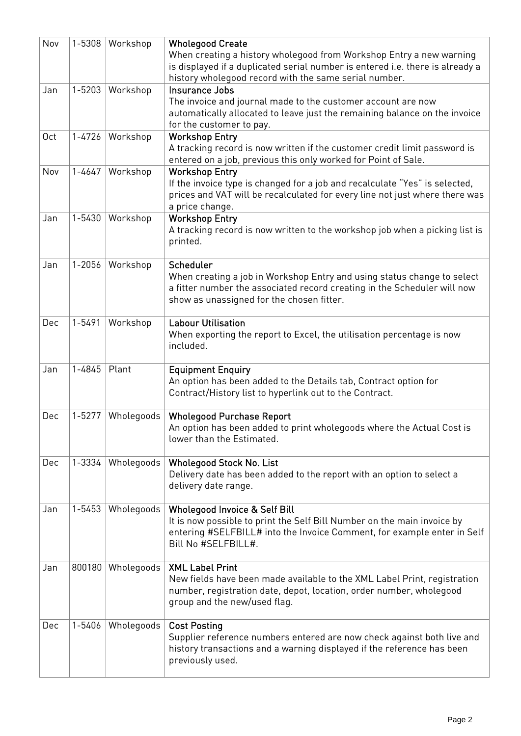| | | | |
|---|---|---|---|
| Nov | 1-5308 | Workshop | **Wholegood Create**<br>When creating a history wholegood from Workshop Entry a new warning is displayed if a duplicated serial number is entered i.e. there is already a history wholegood record with the same serial number. |
| Jan | 1-5203 | Workshop | **Insurance Jobs**<br>The invoice and journal made to the customer account are now automatically allocated to leave just the remaining balance on the invoice for the customer to pay. |
| Oct | 1-4726 | Workshop | **Workshop Entry**<br>A tracking record is now written if the customer credit limit password is entered on a job, previous this only worked for Point of Sale. |
| Nov | 1-4647 | Workshop | **Workshop Entry**<br>If the invoice type is changed for a job and recalculate "Yes" is selected, prices and VAT will be recalculated for every line not just where there was a price change. |
| Jan | 1-5430 | Workshop | **Workshop Entry**<br>A tracking record is now written to the workshop job when a picking list is printed. |
| Jan | 1-2056 | Workshop | **Scheduler**<br>When creating a job in Workshop Entry and using status change to select a fitter number the associated record creating in the Scheduler will now show as unassigned for the chosen fitter. |
| Dec | 1-5491 | Workshop | **Labour Utilisation**<br>When exporting the report to Excel, the utilisation percentage is now included. |
| Jan | 1-4845 | Plant | **Equipment Enquiry**<br>An option has been added to the Details tab, Contract option for Contract/History list to hyperlink out to the Contract. |
| Dec | 1-5277 | Wholegoods | **Wholegood Purchase Report**<br>An option has been added to print wholegoods where the Actual Cost is lower than the Estimated. |
| Dec | 1-3334 | Wholegoods | **Wholegood Stock No. List**<br>Delivery date has been added to the report with an option to select a delivery date range. |
| Jan | 1-5453 | Wholegoods | **Wholegood Invoice & Self Bill**<br>It is now possible to print the Self Bill Number on the main invoice by entering #SELFBILL# into the Invoice Comment, for example enter in Self Bill No #SELFBILL#. |
| Jan | 800180 | Wholegoods | **XML Label Print**<br>New fields have been made available to the XML Label Print, registration number, registration date, depot, location, order number, wholegood group and the new/used flag. |
| Dec | 1-5406 | Wholegoods | **Cost Posting**<br>Supplier reference numbers entered are now check against both live and history transactions and a warning displayed if the reference has been previously used. |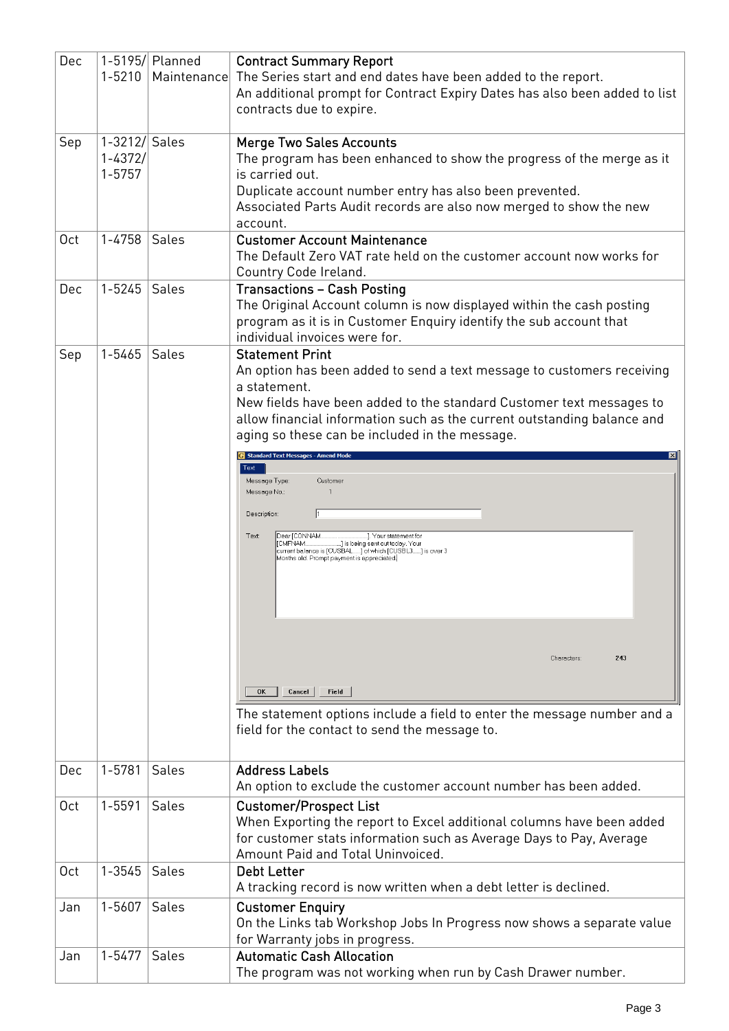| | | | |
|---|---|---|---|
| Dec | 1-5195/ 1-5210 | Planned Maintenance | **Contract Summary Report**<br>The Series start and end dates have been added to the report.<br>An additional prompt for Contract Expiry Dates has also been added to list contracts due to expire. |
| Sep | 1-3212/ 1-4372/ 1-5757 | Sales | **Merge Two Sales Accounts**<br>The program has been enhanced to show the progress of the merge as it is carried out.<br>Duplicate account number entry has also been prevented.<br>Associated Parts Audit records are also now merged to show the new account. |
| Oct | 1-4758 | Sales | **Customer Account Maintenance**<br>The Default Zero VAT rate held on the customer account now works for Country Code Ireland. |
| Dec | 1-5245 | Sales | **Transactions – Cash Posting**<br>The Original Account column is now displayed within the cash posting program as it is in Customer Enquiry identify the sub account that individual invoices were for. |
| Sep | 1-5465 | Sales | **Statement Print**<br>An option has been added to send a text message to customers receiving a statement.<br>New fields have been added to the standard Customer text messages to allow financial information such as the current outstanding balance and aging so these can be included in the message.<br>Standard Text Messages - Amend Mode<br>Text<br>Message Type: Customer<br>Message No.: 1<br>Description: 1<br>Text: Dear [CONNAM.............................]. Your statement for [CMFNAM.......................] is being sent out today. Your current balance is [CUSBAL.....] of which [CUSBL3.....] is over 3 Months old. Prompt payment is appreciated.<br>Characters: 243<br>OK Cancel Field<br>The statement options include a field to enter the message number and a field for the contact to send the message to. |
| Dec | 1-5781 | Sales | **Address Labels**<br>An option to exclude the customer account number has been added. |
| Oct | 1-5591 | Sales | **Customer/Prospect List**<br>When Exporting the report to Excel additional columns have been added for customer stats information such as Average Days to Pay, Average Amount Paid and Total Uninvoiced. |
| Oct | 1-3545 | Sales | **Debt Letter**<br>A tracking record is now written when a debt letter is declined. |
| Jan | 1-5607 | Sales | **Customer Enquiry**<br>On the Links tab Workshop Jobs In Progress now shows a separate value for Warranty jobs in progress. |
| Jan | 1-5477 | Sales | **Automatic Cash Allocation**<br>The program was not working when run by Cash Drawer number. |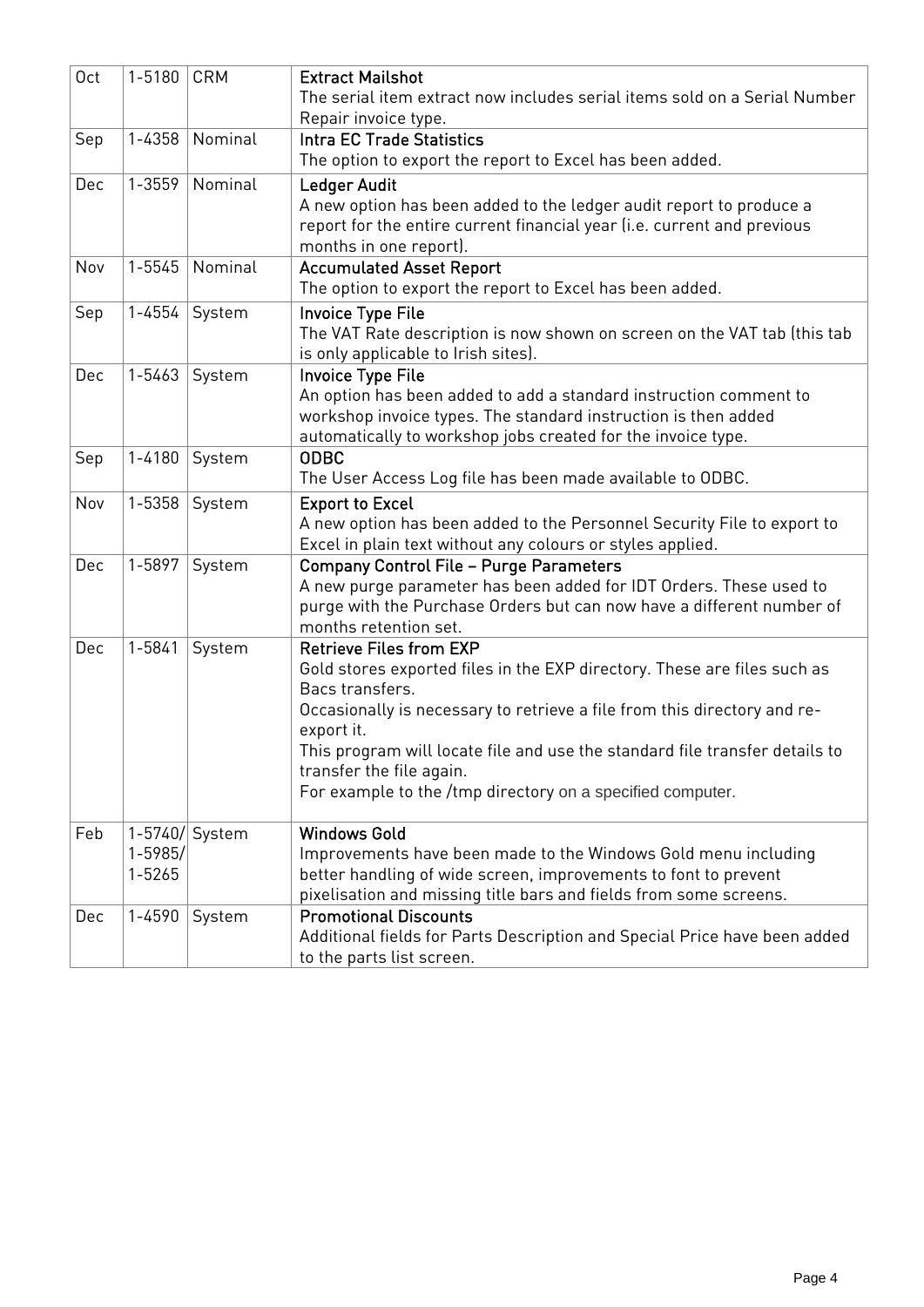| | | | |
|---|---|---|---|
| Oct | 1-5180 | CRM | **Extract Mailshot**<br>The serial item extract now includes serial items sold on a Serial Number Repair invoice type. |
| Sep | 1-4358 | Nominal | **Intra EC Trade Statistics**<br>The option to export the report to Excel has been added. |
| Dec | 1-3559 | Nominal | **Ledger Audit**<br>A new option has been added to the ledger audit report to produce a report for the entire current financial year (i.e. current and previous months in one report). |
| Nov | 1-5545 | Nominal | **Accumulated Asset Report**<br>The option to export the report to Excel has been added. |
| Sep | 1-4554 | System | **Invoice Type File**<br>The VAT Rate description is now shown on screen on the VAT tab (this tab is only applicable to Irish sites). |
| Dec | 1-5463 | System | **Invoice Type File**<br>An option has been added to add a standard instruction comment to workshop invoice types. The standard instruction is then added automatically to workshop jobs created for the invoice type. |
| Sep | 1-4180 | System | **ODBC**<br>The User Access Log file has been made available to ODBC. |
| Nov | 1-5358 | System | **Export to Excel**<br>A new option has been added to the Personnel Security File to export to Excel in plain text without any colours or styles applied. |
| Dec | 1-5897 | System | **Company Control File – Purge Parameters**<br>A new purge parameter has been added for IDT Orders. These used to purge with the Purchase Orders but can now have a different number of months retention set. |
| Dec | 1-5841 | System | **Retrieve Files from EXP**<br>Gold stores exported files in the EXP directory. These are files such as Bacs transfers.<br>Occasionally is necessary to retrieve a file from this directory and re-export it.<br>This program will locate file and use the standard file transfer details to transfer the file again.<br>For example to the /tmp directory on a specified computer. |
| Feb | 1-5740/ 1-5985/ 1-5265 | System | **Windows Gold**<br>Improvements have been made to the Windows Gold menu including better handling of wide screen, improvements to font to prevent pixelisation and missing title bars and fields from some screens. |
| Dec | 1-4590 | System | **Promotional Discounts**<br>Additional fields for Parts Description and Special Price have been added to the parts list screen. |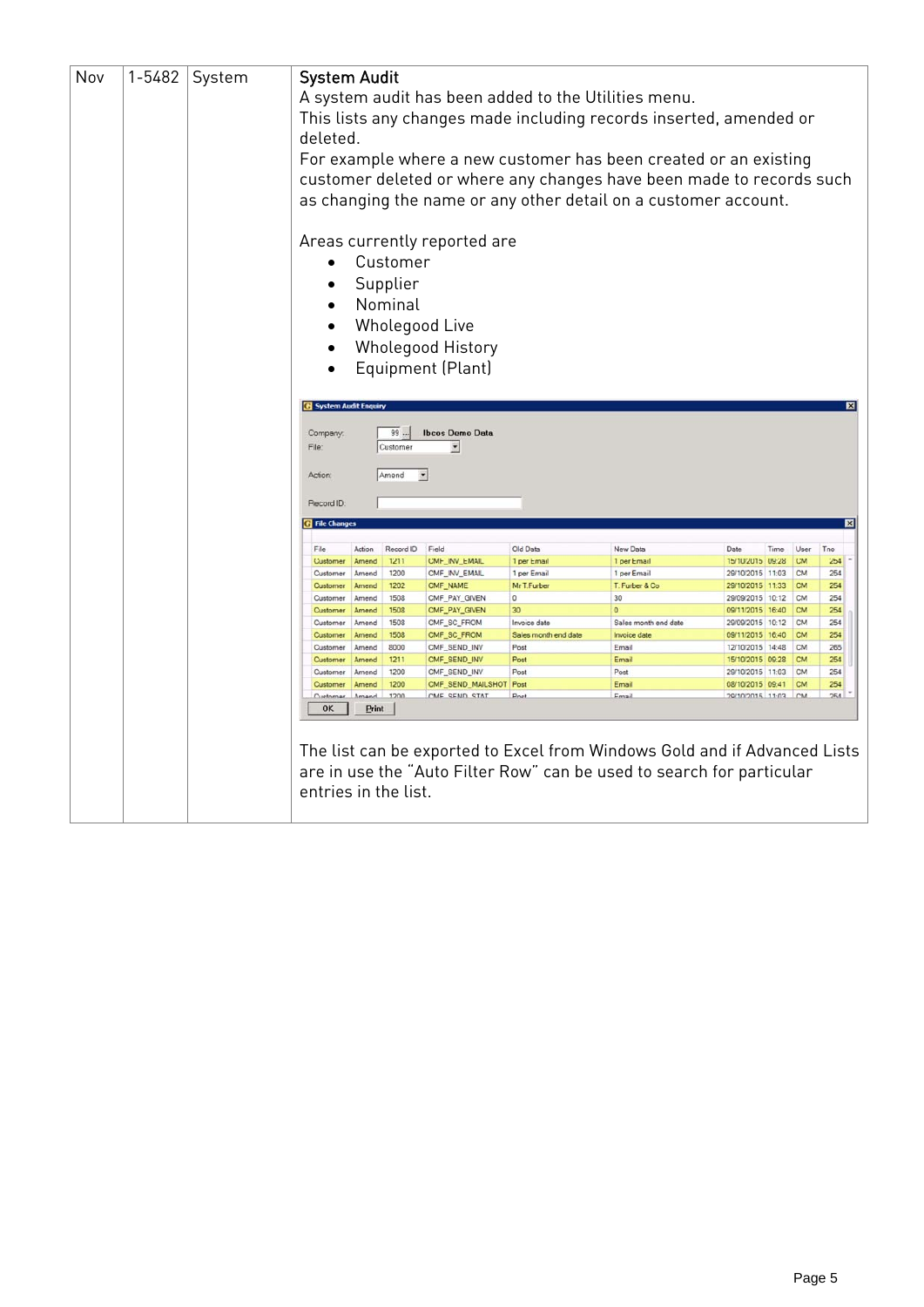| | | | |
|---|---|---|---|
| Nov | 1-5482 | System | **System Audit**<br>A system audit has been added to the Utilities menu.<br>This lists any changes made including records inserted, amended or deleted.<br>For example where a new customer has been created or an existing customer deleted or where any changes have been made to records such as changing the name or any other detail on a customer account.<br><br>Areas currently reported are<br>• Customer<br>• Supplier<br>• Nominal<br>• Wholegood Live<br>• Wholegood History<br>• Equipment (Plant)<br><br>The list can be exported to Excel from Windows Gold and if Advanced Lists are in use the "Auto Filter Row" can be used to search for particular entries in the list. |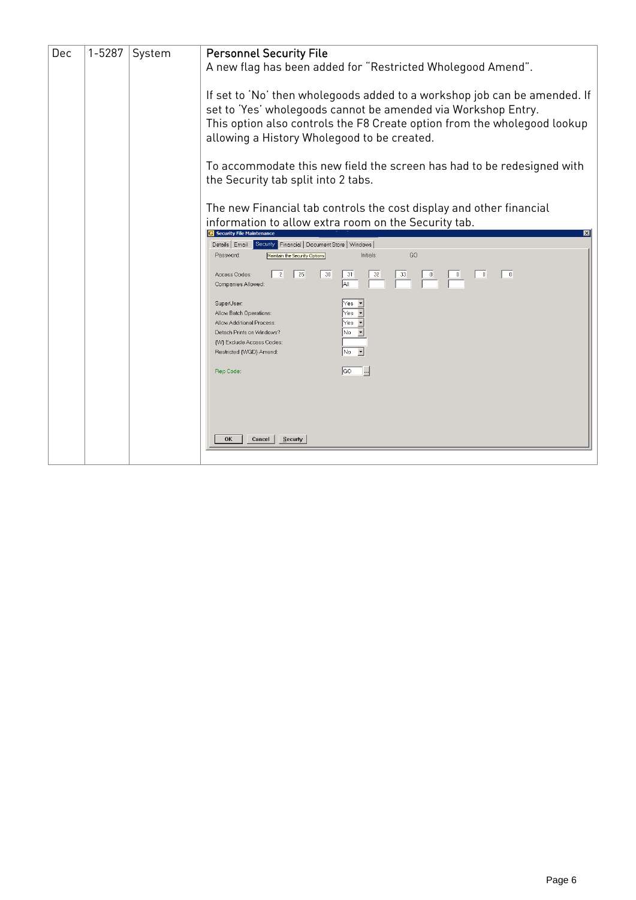| | | | |
|---|---|---|---|
| Dec | 1-5287 | System | **Personnel Security File**<br>A new flag has been added for "Restricted Wholegood Amend".<br><br>If set to 'No' then wholegoods added to a workshop job can be amended. If set to 'Yes' wholegoods cannot be amended via Workshop Entry.<br>This option also controls the F8 Create option from the wholegood lookup allowing a History Wholegood to be created.<br><br>To accommodate this new field the screen has had to be redesigned with the Security tab split into 2 tabs.<br><br>The new Financial tab controls the cost display and other financial information to allow extra room on the Security tab. |